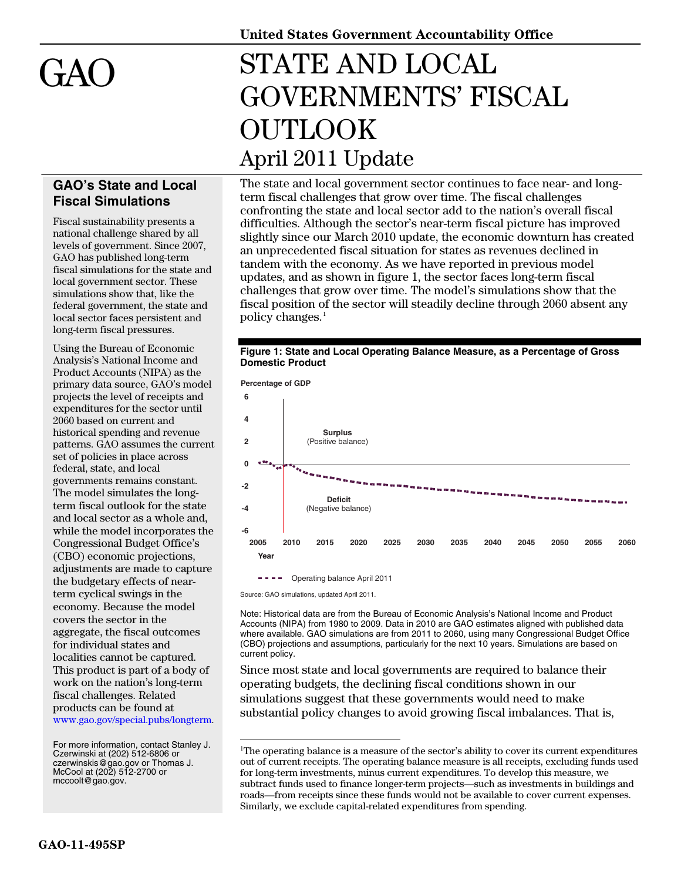United States Government Accountability Office

# GAO

# STATE AND LOCAL GOVERNMENTS' FISCAL OUTLOOK

## April 2011 Update

### GAO's State and Local Fiscal Simulations

Fiscal sustainability presents a national challenge shared by all levels of government. Since 2007, GAO has published long-term fiscal simulations for the state and local government sector. These simulations show that, like the federal government, the state and local sector faces persistent and long-term fiscal pressures.

Using the Bureau of Economic Analysis's National Income and Product Accounts (NIPA) as the primary data source, GAO's model projects the level of receipts and expenditures for the sector until 2060 based on current and historical spending and revenue patterns. GAO assumes the current set of policies in place across federal, state, and local governments remains constant. The model simulates the long-term fiscal outlook for the state and local sector as a whole and, while the model incorporates the Congressional Budget Office's (CBO) economic projections, adjustments are made to capture the budgetary effects of near-term cyclical swings in the economy. Because the model covers the sector in the aggregate, the fiscal outcomes for individual states and localities cannot be captured. This product is part of a body of work on the nation's long-term fiscal challenges. Related products can be found at www.gao.gov/special.pubs/longterm.

For more information, contact Stanley J. Czerwinski at (202) 512-6806 or czerwinskis@gao.gov or Thomas J. McCool at (202) 512-2700 or mccoolt@gao.gov.

The state and local government sector continues to face near- and long-term fiscal challenges that grow over time. The fiscal challenges confronting the state and local sector add to the nation's overall fiscal difficulties. Although the sector's near-term fiscal picture has improved slightly since our March 2010 update, the economic downturn has created an unprecedented fiscal situation for states as revenues declined in tandem with the economy. As we have reported in previous model updates, and as shown in figure 1, the sector faces long-term fiscal challenges that grow over time. The model's simulations show that the fiscal position of the sector will steadily decline through 2060 absent any policy changes.[1]

**Figure 1: State and Local Operating Balance Measure, as a Percentage of Gross Domestic Product**

Source: GAO simulations, updated April 2011.

Note: Historical data are from the Bureau of Economic Analysis's National Income and Product Accounts (NIPA) from 1980 to 2009. Data in 2010 are GAO estimates aligned with published data where available. GAO simulations are from 2011 to 2060, using many Congressional Budget Office (CBO) projections and assumptions, particularly for the next 10 years. Simulations are based on current policy.

Since most state and local governments are required to balance their operating budgets, the declining fiscal conditions shown in our simulations suggest that these governments would need to make substantial policy changes to avoid growing fiscal imbalances. That is,

[1]The operating balance is a measure of the sector's ability to cover its current expenditures out of current receipts. The operating balance measure is all receipts, excluding funds used for long-term investments, minus current expenditures. To develop this measure, we subtract funds used to finance longer-term projects—such as investments in buildings and roads—from receipts since these funds would not be available to cover current expenses. Similarly, we exclude capital-related expenditures from spending.

GAO-11-495SP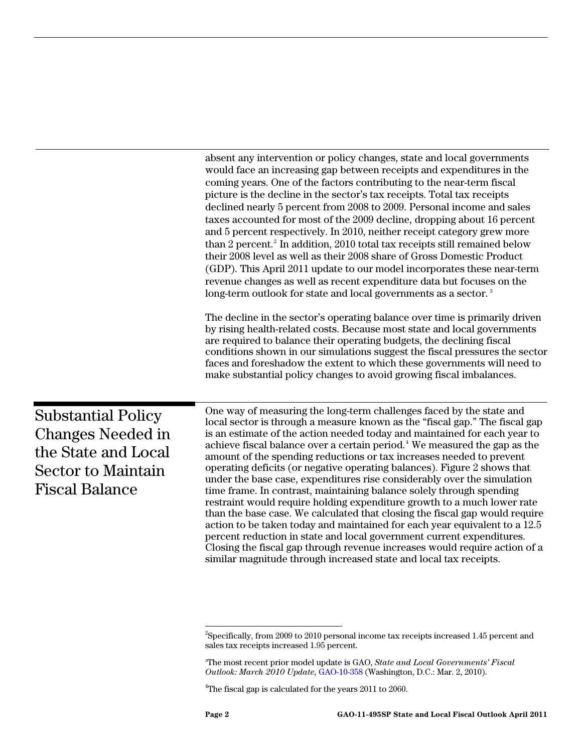absent any intervention or policy changes, state and local governments would face an increasing gap between receipts and expenditures in the coming years. One of the factors contributing to the near-term fiscal picture is the decline in the sector's tax receipts. Total tax receipts declined nearly 5 percent from 2008 to 2009. Personal income and sales taxes accounted for most of the 2009 decline, dropping about 16 percent and 5 percent respectively. In 2010, neither receipt category grew more than 2 percent.[2] In addition, 2010 total tax receipts still remained below their 2008 level as well as their 2008 share of Gross Domestic Product (GDP). This April 2011 update to our model incorporates these near-term revenue changes as well as recent expenditure data but focuses on the long-term outlook for state and local governments as a sector.[3]

The decline in the sector's operating balance over time is primarily driven by rising health-related costs. Because most state and local governments are required to balance their operating budgets, the declining fiscal conditions shown in our simulations suggest the fiscal pressures the sector faces and foreshadow the extent to which these governments will need to make substantial policy changes to avoid growing fiscal imbalances.

## Substantial Policy Changes Needed in the State and Local Sector to Maintain Fiscal Balance

One way of measuring the long-term challenges faced by the state and local sector is through a measure known as the "fiscal gap." The fiscal gap is an estimate of the action needed today and maintained for each year to achieve fiscal balance over a certain period.[4] We measured the gap as the amount of the spending reductions or tax increases needed to prevent operating deficits (or negative operating balances). Figure 2 shows that under the base case, expenditures rise considerably over the simulation time frame. In contrast, maintaining balance solely through spending restraint would require holding expenditure growth to a much lower rate than the base case. We calculated that closing the fiscal gap would require action to be taken today and maintained for each year equivalent to a 12.5 percent reduction in state and local government current expenditures. Closing the fiscal gap through revenue increases would require action of a similar magnitude through increased state and local tax receipts.

---

[2] Specifically, from 2009 to 2010 personal income tax receipts increased 1.45 percent and sales tax receipts increased 1.95 percent.

[3] The most recent prior model update is GAO, *State and Local Governments' Fiscal Outlook: March 2010 Update*, GAO-10-358 (Washington, D.C.: Mar. 2, 2010).

[4] The fiscal gap is calculated for the years 2011 to 2060.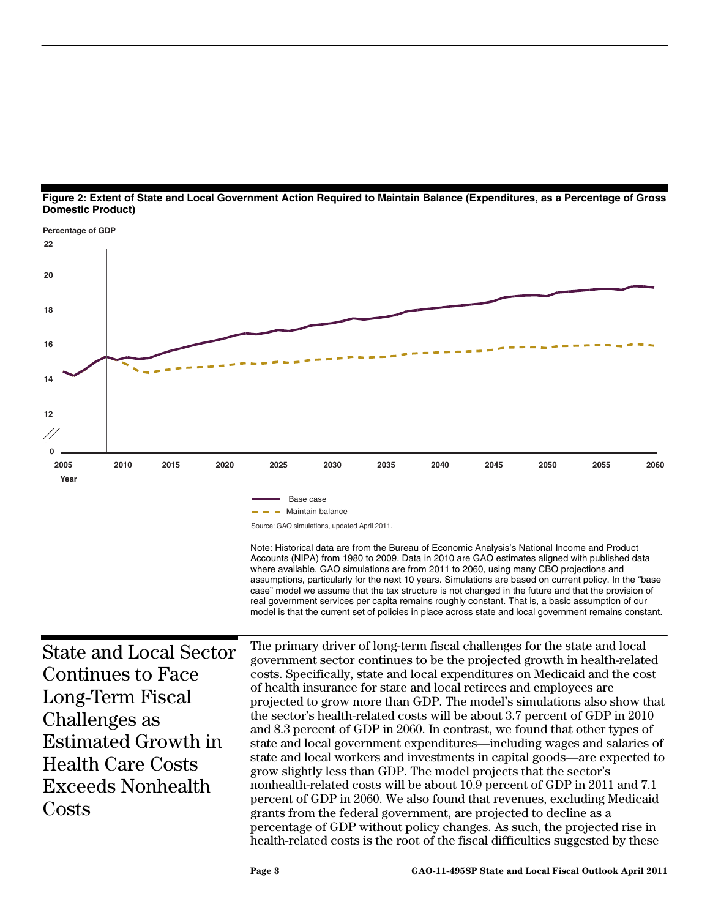**Figure 2: Extent of State and Local Government Action Required to Maintain Balance (Expenditures, as a Percentage of Gross Domestic Product)**

Source: GAO simulations, updated April 2011.

Note: Historical data are from the Bureau of Economic Analysis's National Income and Product Accounts (NIPA) from 1980 to 2009. Data in 2010 are GAO estimates aligned with published data where available. GAO simulations are from 2011 to 2060, using many CBO projections and assumptions, particularly for the next 10 years. Simulations are based on current policy. In the "base case" model we assume that the tax structure is not changed in the future and that the provision of real government services per capita remains roughly constant. That is, a basic assumption of our model is that the current set of policies in place across state and local government remains constant.

## State and Local Sector Continues to Face Long-Term Fiscal Challenges as Estimated Growth in Health Care Costs Exceeds Nonhealth Costs

The primary driver of long-term fiscal challenges for the state and local government sector continues to be the projected growth in health-related costs. Specifically, state and local expenditures on Medicaid and the cost of health insurance for state and local retirees and employees are projected to grow more than GDP. The model's simulations also show that the sector's health-related costs will be about 3.7 percent of GDP in 2010 and 8.3 percent of GDP in 2060. In contrast, we found that other types of state and local government expenditures—including wages and salaries of state and local workers and investments in capital goods—are expected to grow slightly less than GDP. The model projects that the sector's nonhealth-related costs will be about 10.9 percent of GDP in 2011 and 7.1 percent of GDP in 2060. We also found that revenues, excluding Medicaid grants from the federal government, are projected to decline as a percentage of GDP without policy changes. As such, the projected rise in health-related costs is the root of the fiscal difficulties suggested by these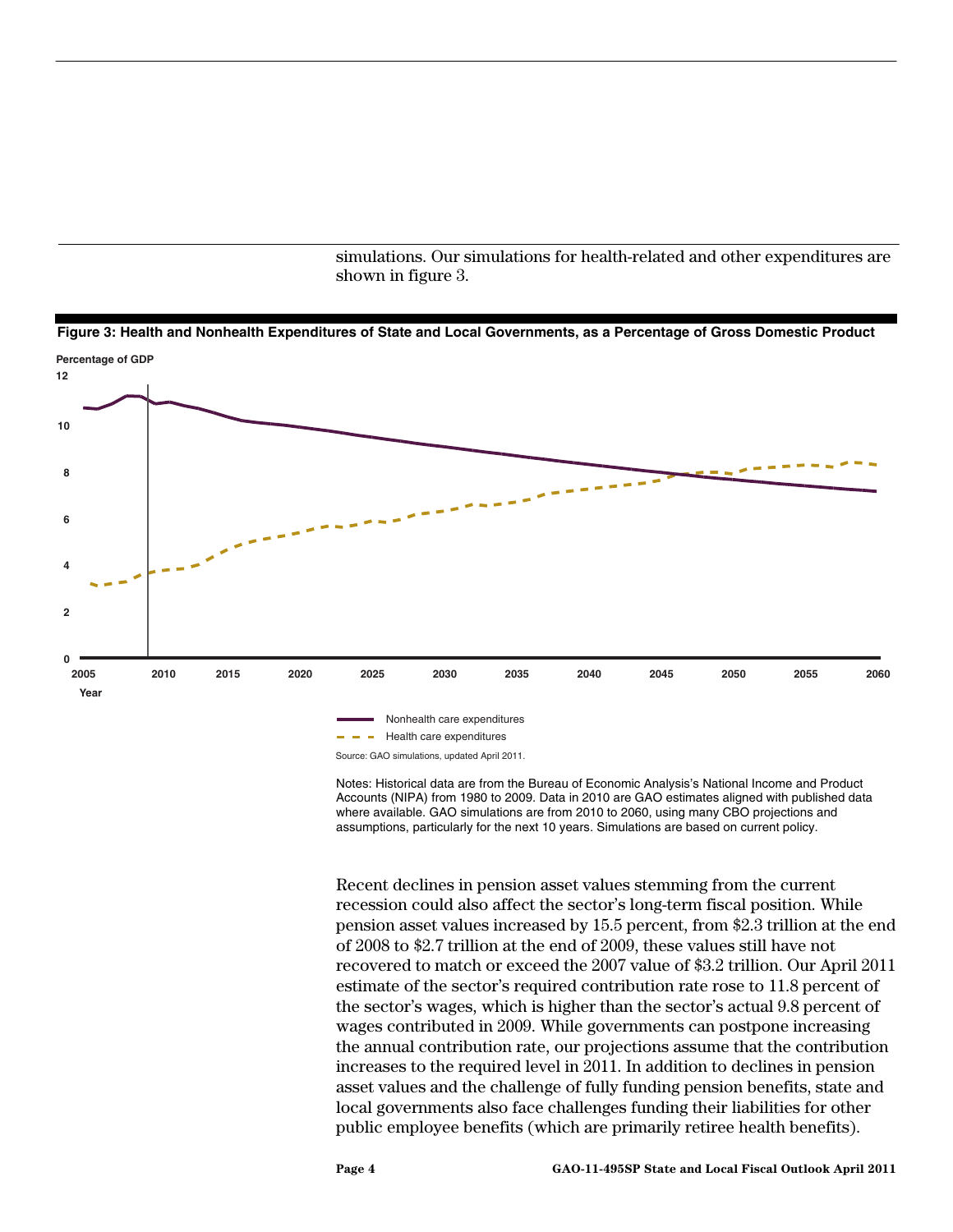simulations. Our simulations for health-related and other expenditures are shown in figure 3.

**Figure 3: Health and Nonhealth Expenditures of State and Local Governments, as a Percentage of Gross Domestic Product**

Percentage of GDP

Year

Nonhealth care expenditures

Health care expenditures

Source: GAO simulations, updated April 2011.

Notes: Historical data are from the Bureau of Economic Analysis's National Income and Product Accounts (NIPA) from 1980 to 2009. Data in 2010 are GAO estimates aligned with published data where available. GAO simulations are from 2010 to 2060, using many CBO projections and assumptions, particularly for the next 10 years. Simulations are based on current policy.

Recent declines in pension asset values stemming from the current recession could also affect the sector's long-term fiscal position. While pension asset values increased by 15.5 percent, from $2.3 trillion at the end of 2008 to $2.7 trillion at the end of 2009, these values still have not recovered to match or exceed the 2007 value of $3.2 trillion. Our April 2011 estimate of the sector's required contribution rate rose to 11.8 percent of the sector's wages, which is higher than the sector's actual 9.8 percent of wages contributed in 2009. While governments can postpone increasing the annual contribution rate, our projections assume that the contribution increases to the required level in 2011. In addition to declines in pension asset values and the challenge of fully funding pension benefits, state and local governments also face challenges funding their liabilities for other public employee benefits (which are primarily retiree health benefits).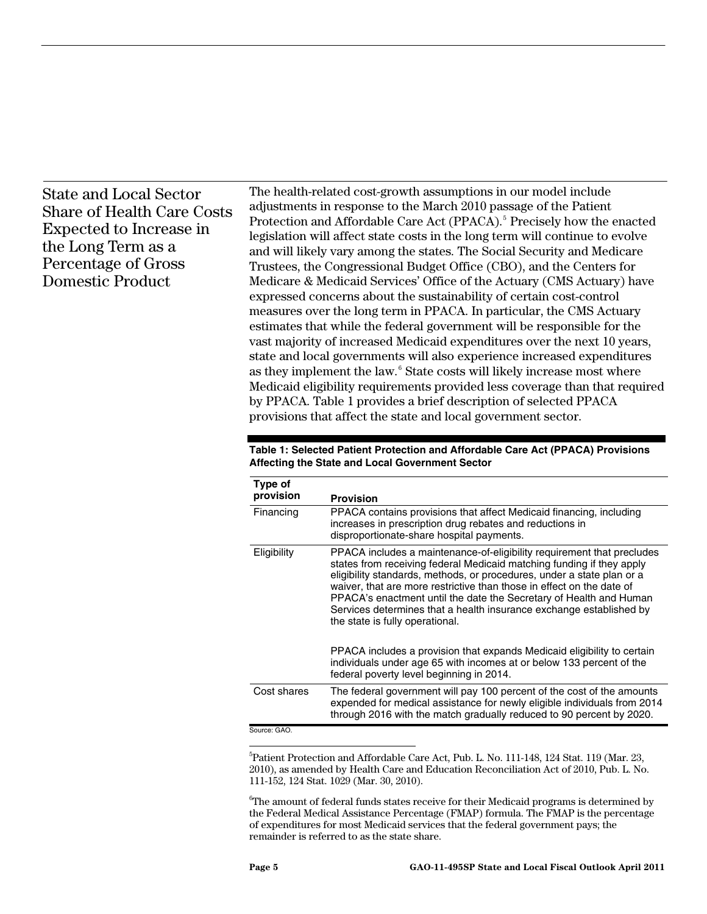## State and Local Sector Share of Health Care Costs Expected to Increase in the Long Term as a Percentage of Gross Domestic Product

The health-related cost-growth assumptions in our model include adjustments in response to the March 2010 passage of the Patient Protection and Affordable Care Act (PPACA).[5] Precisely how the enacted legislation will affect state costs in the long term will continue to evolve and will likely vary among the states. The Social Security and Medicare Trustees, the Congressional Budget Office (CBO), and the Centers for Medicare & Medicaid Services' Office of the Actuary (CMS Actuary) have expressed concerns about the sustainability of certain cost-control measures over the long term in PPACA. In particular, the CMS Actuary estimates that while the federal government will be responsible for the vast majority of increased Medicaid expenditures over the next 10 years, state and local governments will also experience increased expenditures as they implement the law.[6] State costs will likely increase most where Medicaid eligibility requirements provided less coverage than that required by PPACA. Table 1 provides a brief description of selected PPACA provisions that affect the state and local government sector.

**Table 1: Selected Patient Protection and Affordable Care Act (PPACA) Provisions Affecting the State and Local Government Sector**

| Type of provision | Provision |
| --- | --- |
| Financing | PPACA contains provisions that affect Medicaid financing, including increases in prescription drug rebates and reductions in disproportionate-share hospital payments. |
| Eligibility | PPACA includes a maintenance-of-eligibility requirement that precludes states from receiving federal Medicaid matching funding if they apply eligibility standards, methods, or procedures, under a state plan or a waiver, that are more restrictive than those in effect on the date of PPACA's enactment until the date the Secretary of Health and Human Services determines that a health insurance exchange established by the state is fully operational. |
| | PPACA includes a provision that expands Medicaid eligibility to certain individuals under age 65 with incomes at or below 133 percent of the federal poverty level beginning in 2014. |
| Cost shares | The federal government will pay 100 percent of the cost of the amounts expended for medical assistance for newly eligible individuals from 2014 through 2016 with the match gradually reduced to 90 percent by 2020. |

Source: GAO.

[5] Patient Protection and Affordable Care Act, Pub. L. No. 111-148, 124 Stat. 119 (Mar. 23, 2010), as amended by Health Care and Education Reconciliation Act of 2010, Pub. L. No. 111-152, 124 Stat. 1029 (Mar. 30, 2010).

[6] The amount of federal funds states receive for their Medicaid programs is determined by the Federal Medical Assistance Percentage (FMAP) formula. The FMAP is the percentage of expenditures for most Medicaid services that the federal government pays; the remainder is referred to as the state share.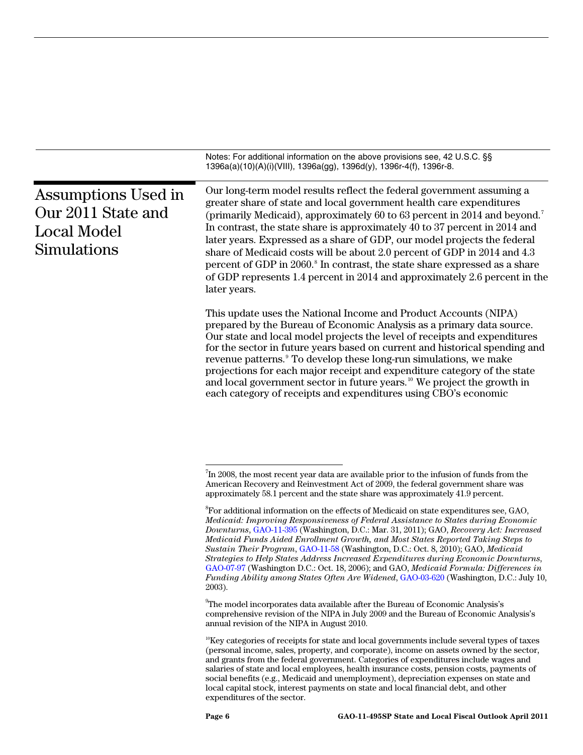Notes: For additional information on the above provisions see, 42 U.S.C. §§ 1396a(a)(10)(A)(i)(VIII), 1396a(gg), 1396d(y), 1396r-4(f), 1396r-8.

## Assumptions Used in Our 2011 State and Local Model Simulations

Our long-term model results reflect the federal government assuming a greater share of state and local government health care expenditures (primarily Medicaid), approximately 60 to 63 percent in 2014 and beyond.[7] In contrast, the state share is approximately 40 to 37 percent in 2014 and later years. Expressed as a share of GDP, our model projects the federal share of Medicaid costs will be about 2.0 percent of GDP in 2014 and 4.3 percent of GDP in 2060.[8] In contrast, the state share expressed as a share of GDP represents 1.4 percent in 2014 and approximately 2.6 percent in the later years.

This update uses the National Income and Product Accounts (NIPA) prepared by the Bureau of Economic Analysis as a primary data source. Our state and local model projects the level of receipts and expenditures for the sector in future years based on current and historical spending and revenue patterns.[9] To develop these long-run simulations, we make projections for each major receipt and expenditure category of the state and local government sector in future years.[10] We project the growth in each category of receipts and expenditures using CBO's economic

---

[7]In 2008, the most recent year data are available prior to the infusion of funds from the American Recovery and Reinvestment Act of 2009, the federal government share was approximately 58.1 percent and the state share was approximately 41.9 percent.

[8]For additional information on the effects of Medicaid on state expenditures see, GAO, *Medicaid: Improving Responsiveness of Federal Assistance to States during Economic Downturns*, GAO-11-395 (Washington, D.C.: Mar. 31, 2011); GAO, *Recovery Act: Increased Medicaid Funds Aided Enrollment Growth, and Most States Reported Taking Steps to Sustain Their Program*, GAO-11-58 (Washington, D.C.: Oct. 8, 2010); GAO, *Medicaid Strategies to Help States Address Increased Expenditures during Economic Downturns*, GAO-07-97 (Washington D.C.: Oct. 18, 2006); and GAO, *Medicaid Formula: Differences in Funding Ability among States Often Are Widened*, GAO-03-620 (Washington, D.C.: July 10, 2003).

[9]The model incorporates data available after the Bureau of Economic Analysis's comprehensive revision of the NIPA in July 2009 and the Bureau of Economic Analysis's annual revision of the NIPA in August 2010.

[10]Key categories of receipts for state and local governments include several types of taxes (personal income, sales, property, and corporate), income on assets owned by the sector, and grants from the federal government. Categories of expenditures include wages and salaries of state and local employees, health insurance costs, pension costs, payments of social benefits (e.g., Medicaid and unemployment), depreciation expenses on state and local capital stock, interest payments on state and local financial debt, and other expenditures of the sector.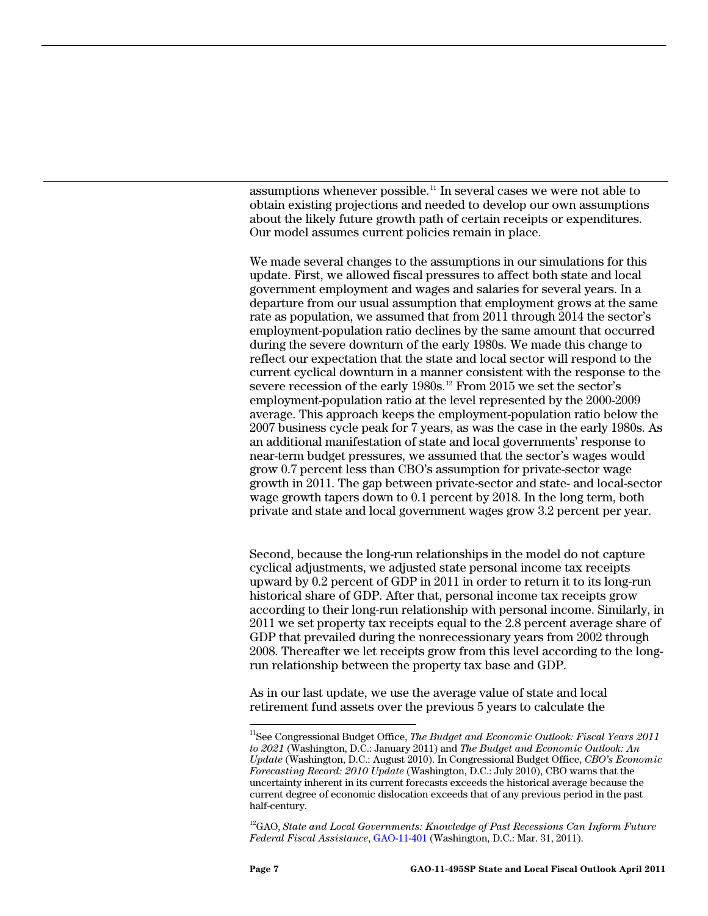assumptions whenever possible.[11] In several cases we were not able to obtain existing projections and needed to develop our own assumptions about the likely future growth path of certain receipts or expenditures. Our model assumes current policies remain in place.

We made several changes to the assumptions in our simulations for this update. First, we allowed fiscal pressures to affect both state and local government employment and wages and salaries for several years. In a departure from our usual assumption that employment grows at the same rate as population, we assumed that from 2011 through 2014 the sector's employment-population ratio declines by the same amount that occurred during the severe downturn of the early 1980s. We made this change to reflect our expectation that the state and local sector will respond to the current cyclical downturn in a manner consistent with the response to the severe recession of the early 1980s.[12] From 2015 we set the sector's employment-population ratio at the level represented by the 2000-2009 average. This approach keeps the employment-population ratio below the 2007 business cycle peak for 7 years, as was the case in the early 1980s. As an additional manifestation of state and local governments' response to near-term budget pressures, we assumed that the sector's wages would grow 0.7 percent less than CBO's assumption for private-sector wage growth in 2011. The gap between private-sector and state- and local-sector wage growth tapers down to 0.1 percent by 2018. In the long term, both private and state and local government wages grow 3.2 percent per year.

Second, because the long-run relationships in the model do not capture cyclical adjustments, we adjusted state personal income tax receipts upward by 0.2 percent of GDP in 2011 in order to return it to its long-run historical share of GDP. After that, personal income tax receipts grow according to their long-run relationship with personal income. Similarly, in 2011 we set property tax receipts equal to the 2.8 percent average share of GDP that prevailed during the nonrecessionary years from 2002 through 2008. Thereafter we let receipts grow from this level according to the long-run relationship between the property tax base and GDP.

As in our last update, we use the average value of state and local retirement fund assets over the previous 5 years to calculate the

---

[11] See Congressional Budget Office, *The Budget and Economic Outlook: Fiscal Years 2011 to 2021* (Washington, D.C.: January 2011) and *The Budget and Economic Outlook: An Update* (Washington, D.C.: August 2010). In Congressional Budget Office, *CBO's Economic Forecasting Record: 2010 Update* (Washington, D.C.: July 2010), CBO warns that the uncertainty inherent in its current forecasts exceeds the historical average because the current degree of economic dislocation exceeds that of any previous period in the past half-century.

[12] GAO, *State and Local Governments: Knowledge of Past Recessions Can Inform Future Federal Fiscal Assistance*, GAO-11-401 (Washington, D.C.: Mar. 31, 2011).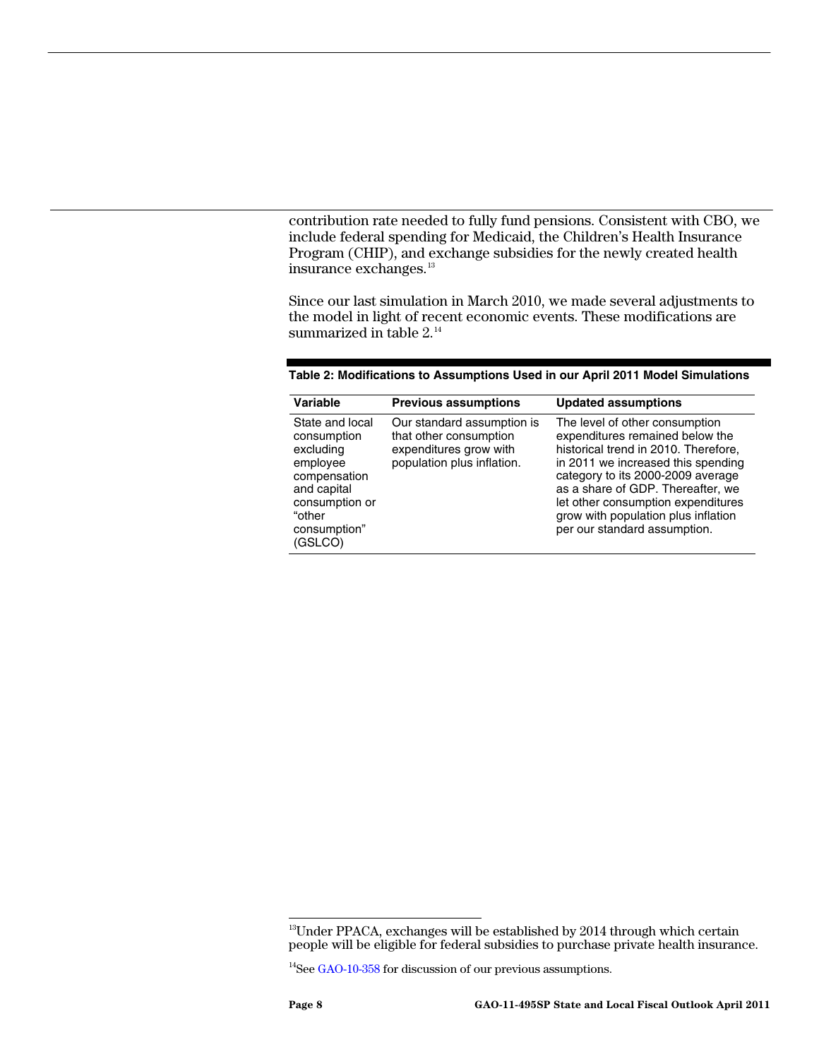contribution rate needed to fully fund pensions. Consistent with CBO, we include federal spending for Medicaid, the Children's Health Insurance Program (CHIP), and exchange subsidies for the newly created health insurance exchanges.[13]

Since our last simulation in March 2010, we made several adjustments to the model in light of recent economic events. These modifications are summarized in table 2.[14]

**Table 2: Modifications to Assumptions Used in our April 2011 Model Simulations**

| Variable | Previous assumptions | Updated assumptions |
|---|---|---|
| State and local consumption excluding employee compensation and capital consumption or "other consumption" (GSLCO) | Our standard assumption is that other consumption expenditures grow with population plus inflation. | The level of other consumption expenditures remained below the historical trend in 2010. Therefore, in 2011 we increased this spending category to its 2000-2009 average as a share of GDP. Thereafter, we let other consumption expenditures grow with population plus inflation per our standard assumption. |

[13] Under PPACA, exchanges will be established by 2014 through which certain people will be eligible for federal subsidies to purchase private health insurance.

[14] See GAO-10-358 for discussion of our previous assumptions.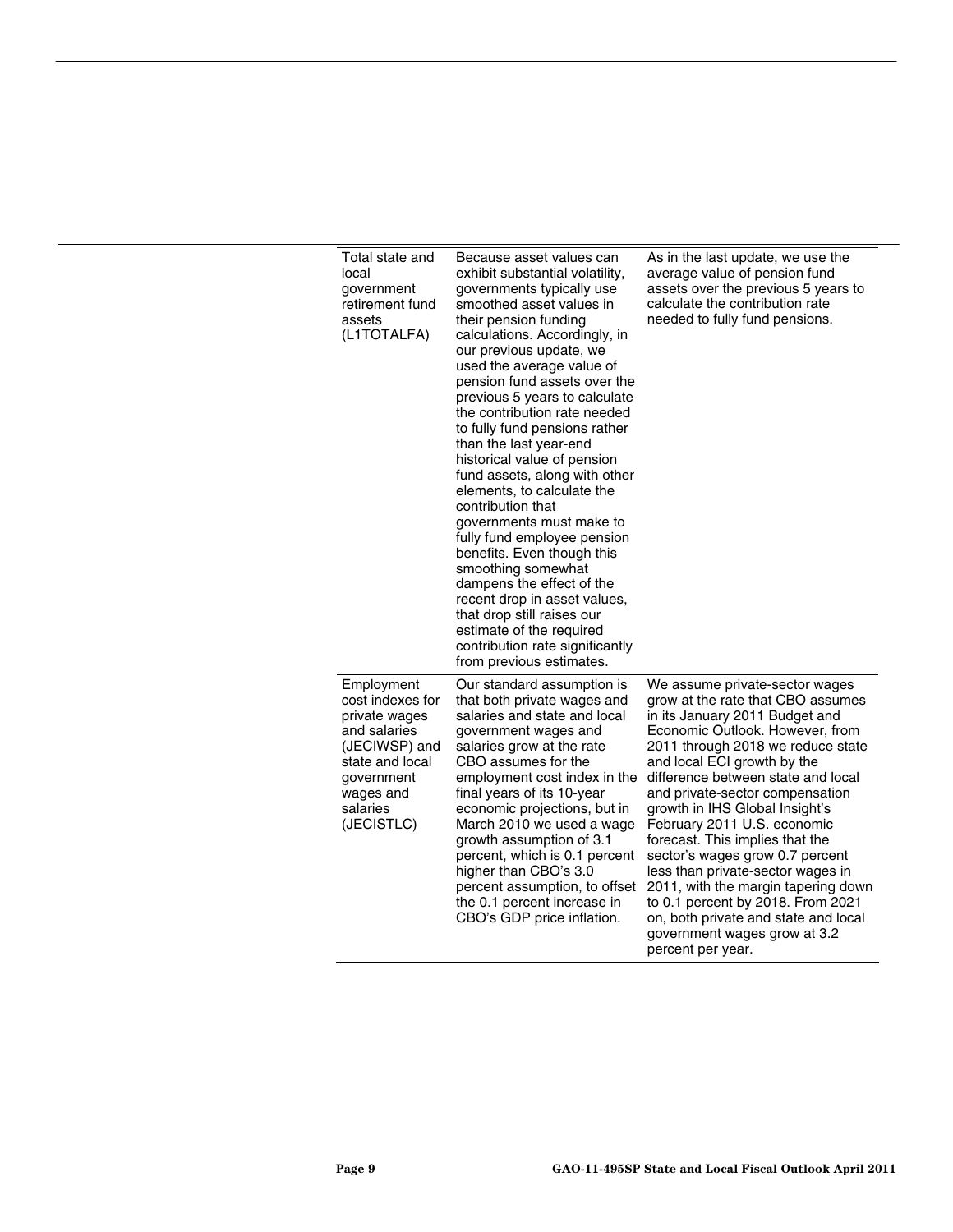| | | |
|---|---|---|
| Total state and local government retirement fund assets (L1TOTALFA) | Because asset values can exhibit substantial volatility, governments typically use smoothed asset values in their pension funding calculations. Accordingly, in our previous update, we used the average value of pension fund assets over the previous 5 years to calculate the contribution rate needed to fully fund pensions rather than the last year-end historical value of pension fund assets, along with other elements, to calculate the contribution that governments must make to fully fund employee pension benefits. Even though this smoothing somewhat dampens the effect of the recent drop in asset values, that drop still raises our estimate of the required contribution rate significantly from previous estimates. | As in the last update, we use the average value of pension fund assets over the previous 5 years to calculate the contribution rate needed to fully fund pensions. |
| Employment cost indexes for private wages and salaries (JECIWSP) and state and local government wages and salaries (JECISTLC) | Our standard assumption is that both private wages and salaries and state and local government wages and salaries grow at the rate CBO assumes for the employment cost index in the final years of its 10-year economic projections, but in March 2010 we used a wage growth assumption of 3.1 percent, which is 0.1 percent higher than CBO's 3.0 percent assumption, to offset the 0.1 percent increase in CBO's GDP price inflation. | We assume private-sector wages grow at the rate that CBO assumes in its January 2011 Budget and Economic Outlook. However, from 2011 through 2018 we reduce state and local ECI growth by the difference between state and local and private-sector compensation growth in IHS Global Insight's February 2011 U.S. economic forecast. This implies that the sector's wages grow 0.7 percent less than private-sector wages in 2011, with the margin tapering down to 0.1 percent by 2018. From 2021 on, both private and state and local government wages grow at 3.2 percent per year. |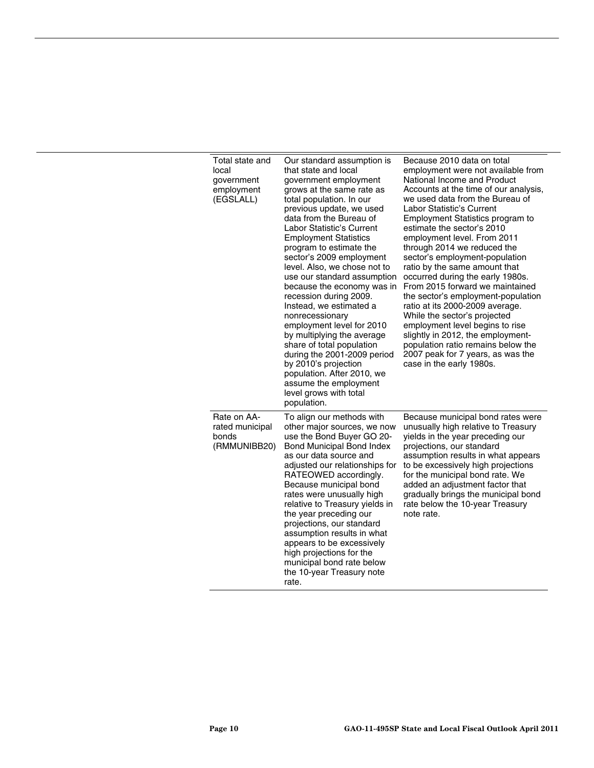| | | |
|---|---|---|
| Total state and local government employment (EGSLALL) | Our standard assumption is that state and local government employment grows at the same rate as total population. In our previous update, we used data from the Bureau of Labor Statistic's Current Employment Statistics program to estimate the sector's 2009 employment level. Also, we chose not to use our standard assumption because the economy was in recession during 2009. Instead, we estimated a nonrecessionary employment level for 2010 by multiplying the average share of total population during the 2001-2009 period by 2010's projection population. After 2010, we assume the employment level grows with total population. | Because 2010 data on total employment were not available from National Income and Product Accounts at the time of our analysis, we used data from the Bureau of Labor Statistic's Current Employment Statistics program to estimate the sector's 2010 employment level. From 2011 through 2014 we reduced the sector's employment-population ratio by the same amount that occurred during the early 1980s. From 2015 forward we maintained the sector's employment-population ratio at its 2000-2009 average. While the sector's projected employment level begins to rise slightly in 2012, the employment-population ratio remains below the 2007 peak for 7 years, as was the case in the early 1980s. |
| Rate on AA-rated municipal bonds (RMMUNIBB20) | To align our methods with other major sources, we now use the Bond Buyer GO 20-Bond Municipal Bond Index as our data source and adjusted our relationships for RATEOWED accordingly. Because municipal bond rates were unusually high relative to Treasury yields in the year preceding our projections, our standard assumption results in what appears to be excessively high projections for the municipal bond rate below the 10-year Treasury note rate. | Because municipal bond rates were unusually high relative to Treasury yields in the year preceding our projections, our standard assumption results in what appears to be excessively high projections for the municipal bond rate. We added an adjustment factor that gradually brings the municipal bond rate below the 10-year Treasury note rate. |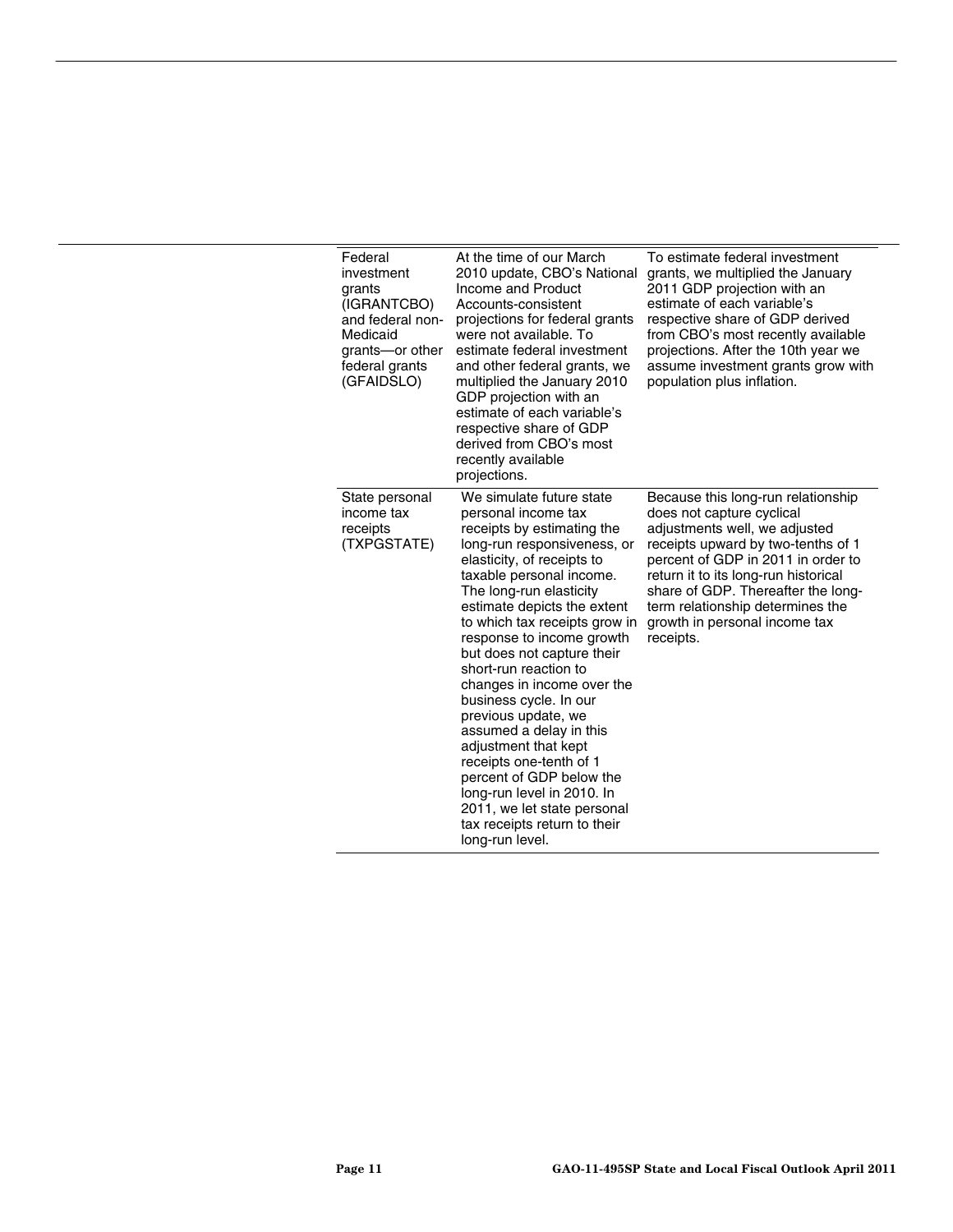| | | |
|---|---|---|
| Federal investment grants (IGRANTCBO) and federal non-Medicaid grants—or other federal grants (GFAIDSLO) | At the time of our March 2010 update, CBO's National Income and Product Accounts-consistent projections for federal grants were not available. To estimate federal investment and other federal grants, we multiplied the January 2010 GDP projection with an estimate of each variable's respective share of GDP derived from CBO's most recently available projections. | To estimate federal investment grants, we multiplied the January 2011 GDP projection with an estimate of each variable's respective share of GDP derived from CBO's most recently available projections. After the 10th year we assume investment grants grow with population plus inflation. |
| State personal income tax receipts (TXPGSTATE) | We simulate future state personal income tax receipts by estimating the long-run responsiveness, or elasticity, of receipts to taxable personal income. The long-run elasticity estimate depicts the extent to which tax receipts grow in response to income growth but does not capture their short-run reaction to changes in income over the business cycle. In our previous update, we assumed a delay in this adjustment that kept receipts one-tenth of 1 percent of GDP below the long-run level in 2010. In 2011, we let state personal tax receipts return to their long-run level. | Because this long-run relationship does not capture cyclical adjustments well, we adjusted receipts upward by two-tenths of 1 percent of GDP in 2011 in order to return it to its long-run historical share of GDP. Thereafter the long-term relationship determines the growth in personal income tax receipts. |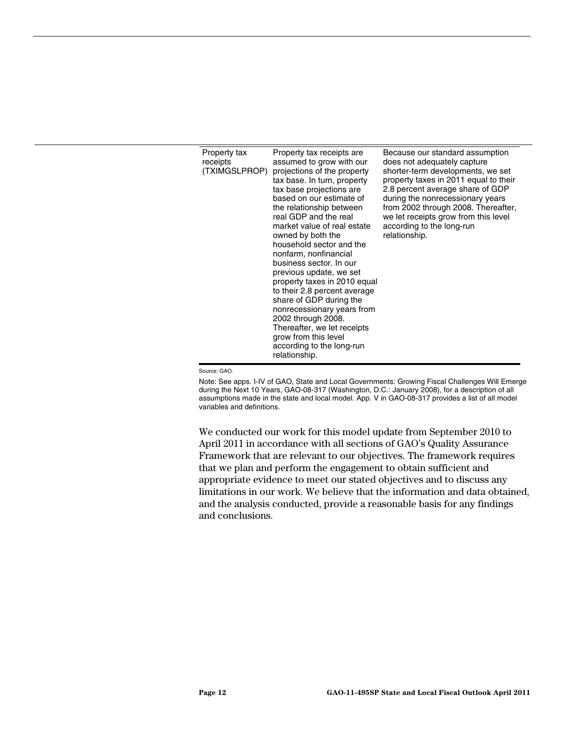| | | |
|---|---|---|
| Property tax receipts (TXIMGSLPROP) | Property tax receipts are assumed to grow with our projections of the property tax base. In turn, property tax base projections are based on our estimate of the relationship between real GDP and the real market value of real estate owned by both the household sector and the nonfarm, nonfinancial business sector. In our previous update, we set property taxes in 2010 equal to their 2.8 percent average share of GDP during the nonrecessionary years from 2002 through 2008. Thereafter, we let receipts grow from this level according to the long-run relationship. | Because our standard assumption does not adequately capture shorter-term developments, we set property taxes in 2011 equal to their 2.8 percent average share of GDP during the nonrecessionary years from 2002 through 2008. Thereafter, we let receipts grow from this level according to the long-run relationship. |

Source: GAO.

Note: See apps. I-IV of GAO, State and Local Governments: Growing Fiscal Challenges Will Emerge during the Next 10 Years, GAO-08-317 (Washington, D.C.: January 2008), for a description of all assumptions made in the state and local model. App. V in GAO-08-317 provides a list of all model variables and definitions.

We conducted our work for this model update from September 2010 to April 2011 in accordance with all sections of GAO's Quality Assurance Framework that are relevant to our objectives. The framework requires that we plan and perform the engagement to obtain sufficient and appropriate evidence to meet our stated objectives and to discuss any limitations in our work. We believe that the information and data obtained, and the analysis conducted, provide a reasonable basis for any findings and conclusions.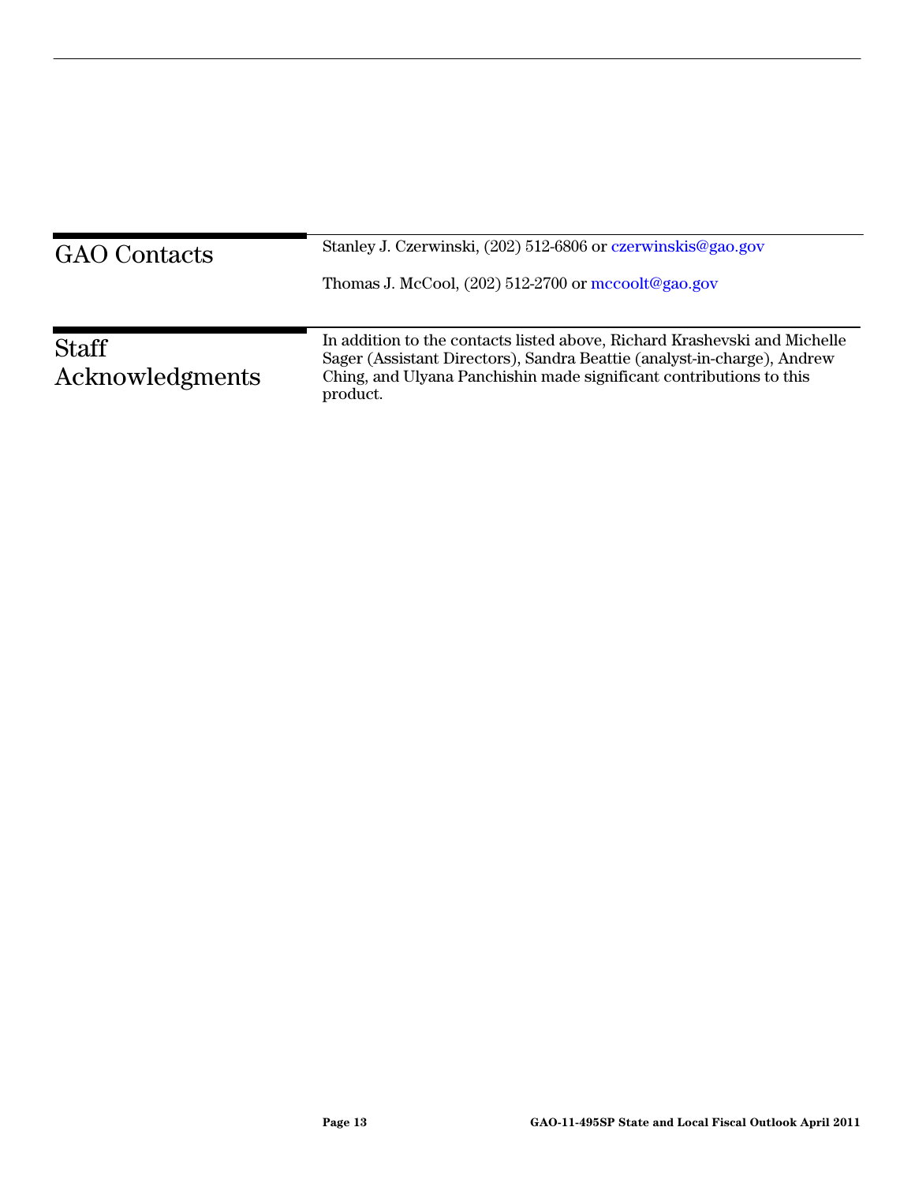## GAO Contacts

Stanley J. Czerwinski, (202) 512-6806 or czerwinskis@gao.gov

Thomas J. McCool, (202) 512-2700 or mccoolt@gao.gov

## Staff Acknowledgments

In addition to the contacts listed above, Richard Krashevski and Michelle Sager (Assistant Directors), Sandra Beattie (analyst-in-charge), Andrew Ching, and Ulyana Panchishin made significant contributions to this product.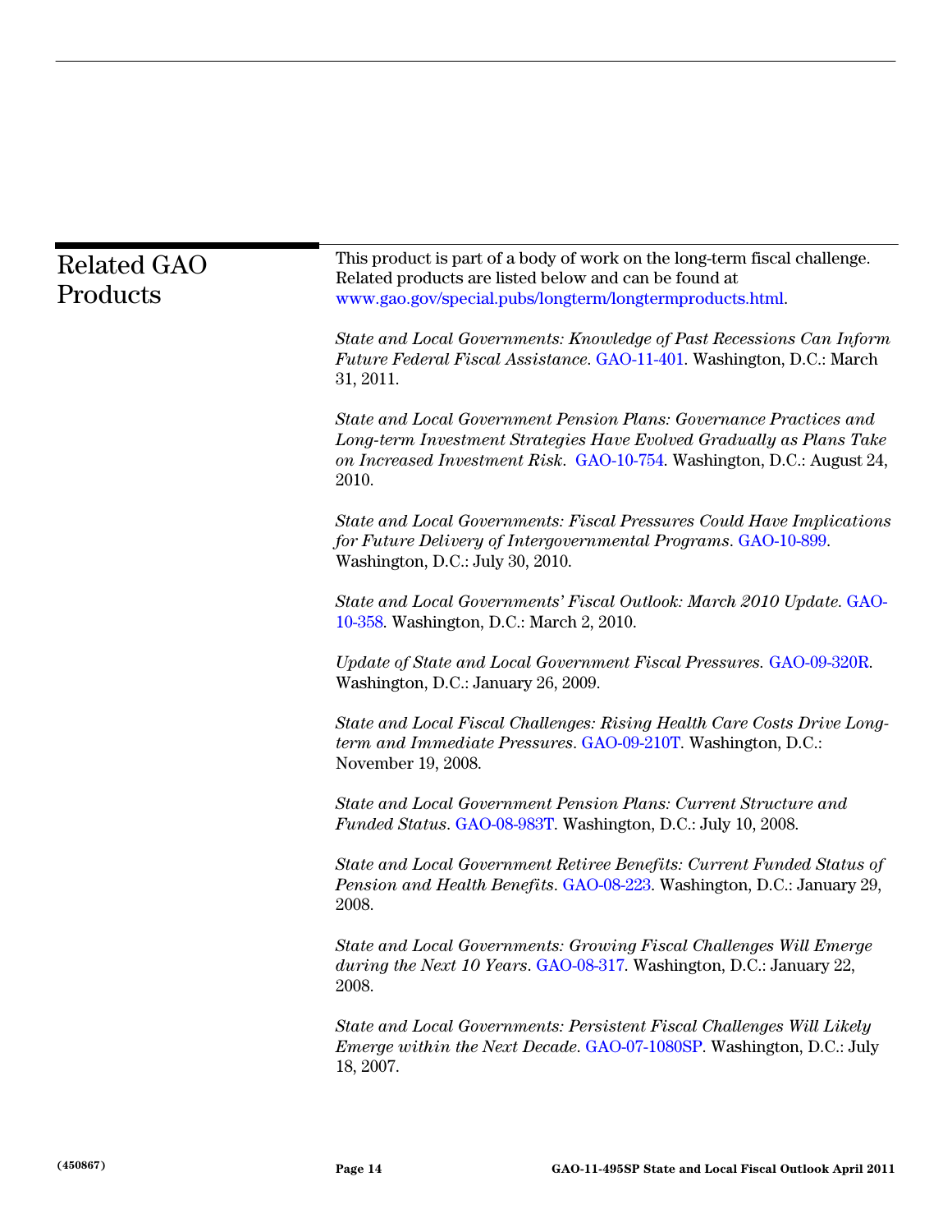# Related GAO Products

This product is part of a body of work on the long-term fiscal challenge. Related products are listed below and can be found at www.gao.gov/special.pubs/longterm/longtermproducts.html.

*State and Local Governments: Knowledge of Past Recessions Can Inform Future Federal Fiscal Assistance*. GAO-11-401. Washington, D.C.: March 31, 2011.

*State and Local Government Pension Plans: Governance Practices and Long-term Investment Strategies Have Evolved Gradually as Plans Take on Increased Investment Risk*. GAO-10-754. Washington, D.C.: August 24, 2010.

*State and Local Governments: Fiscal Pressures Could Have Implications for Future Delivery of Intergovernmental Programs*. GAO-10-899. Washington, D.C.: July 30, 2010.

*State and Local Governments' Fiscal Outlook: March 2010 Update*. GAO-10-358. Washington, D.C.: March 2, 2010.

*Update of State and Local Government Fiscal Pressures*. GAO-09-320R. Washington, D.C.: January 26, 2009.

*State and Local Fiscal Challenges: Rising Health Care Costs Drive Long-term and Immediate Pressures*. GAO-09-210T. Washington, D.C.: November 19, 2008.

*State and Local Government Pension Plans: Current Structure and Funded Status*. GAO-08-983T. Washington, D.C.: July 10, 2008.

*State and Local Government Retiree Benefits: Current Funded Status of Pension and Health Benefits*. GAO-08-223. Washington, D.C.: January 29, 2008.

*State and Local Governments: Growing Fiscal Challenges Will Emerge during the Next 10 Years*. GAO-08-317. Washington, D.C.: January 22, 2008.

*State and Local Governments: Persistent Fiscal Challenges Will Likely Emerge within the Next Decade*. GAO-07-1080SP. Washington, D.C.: July 18, 2007.

(450867)